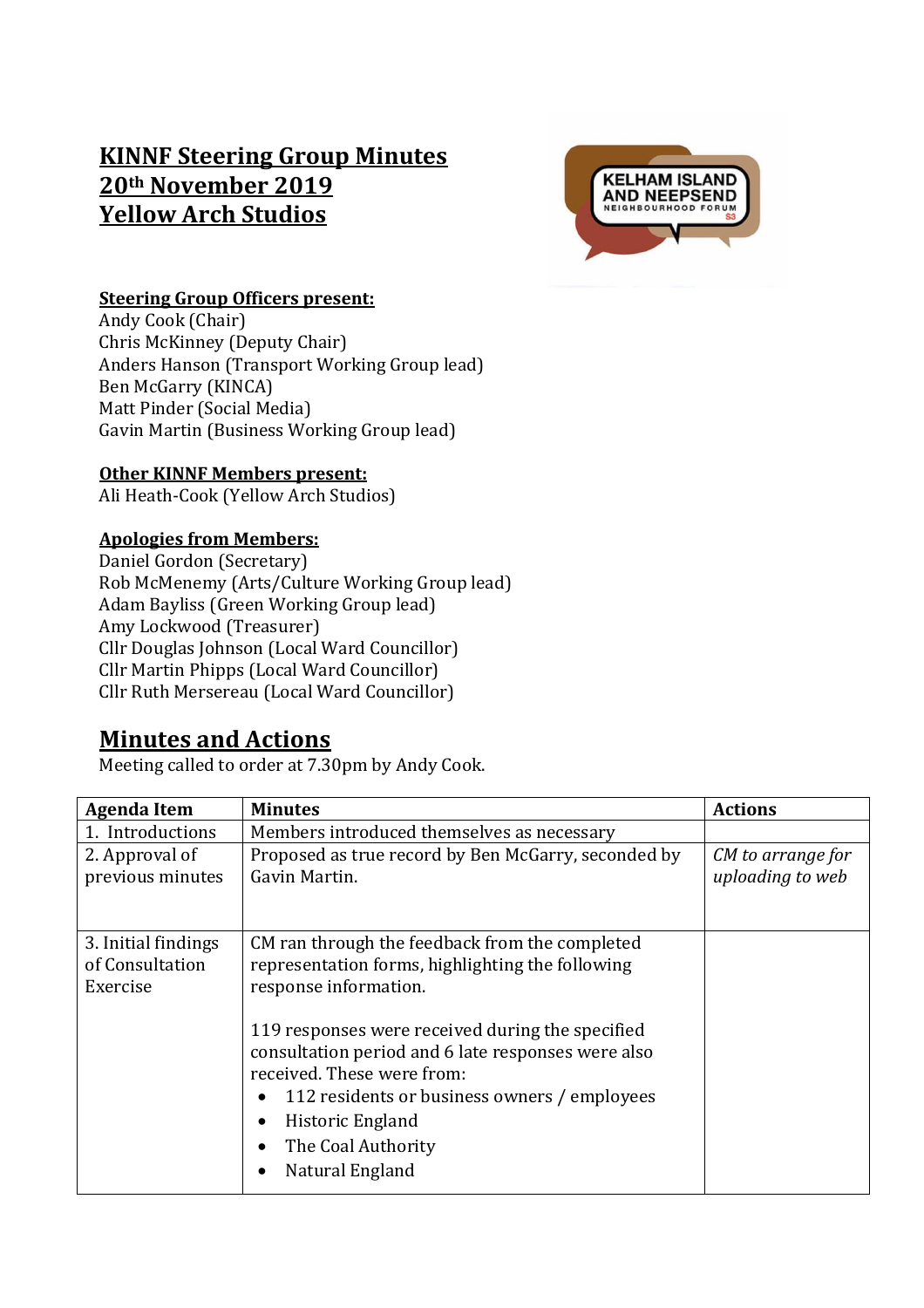# KINNF Steering Group Minutes
# 20th November 2019
# Yellow Arch Studios

**Steering Group Officers present:**
Andy Cook (Chair)
Chris McKinney (Deputy Chair)
Anders Hanson (Transport Working Group lead)
Ben McGarry (KINCA)
Matt Pinder (Social Media)
Gavin Martin (Business Working Group lead)

**Other KINNF Members present:**
Ali Heath-Cook (Yellow Arch Studios)

**Apologies from Members:**
Daniel Gordon (Secretary)
Rob McMenemy (Arts/Culture Working Group lead)
Adam Bayliss (Green Working Group lead)
Amy Lockwood (Treasurer)
Cllr Douglas Johnson (Local Ward Councillor)
Cllr Martin Phipps (Local Ward Councillor)
Cllr Ruth Mersereau (Local Ward Councillor)

## Minutes and Actions

Meeting called to order at 7.30pm by Andy Cook.

| Agenda Item | Minutes | Actions |
|---|---|---|
| 1. Introductions | Members introduced themselves as necessary | |
| 2. Approval of previous minutes | Proposed as true record by Ben McGarry, seconded by Gavin Martin. | *CM to arrange for uploading to web* |
| 3. Initial findings of Consultation Exercise | CM ran through the feedback from the completed representation forms, highlighting the following response information.<br><br>119 responses were received during the specified consultation period and 6 late responses were also received. These were from:<br>• 112 residents or business owners / employees<br>• Historic England<br>• The Coal Authority<br>• Natural England | |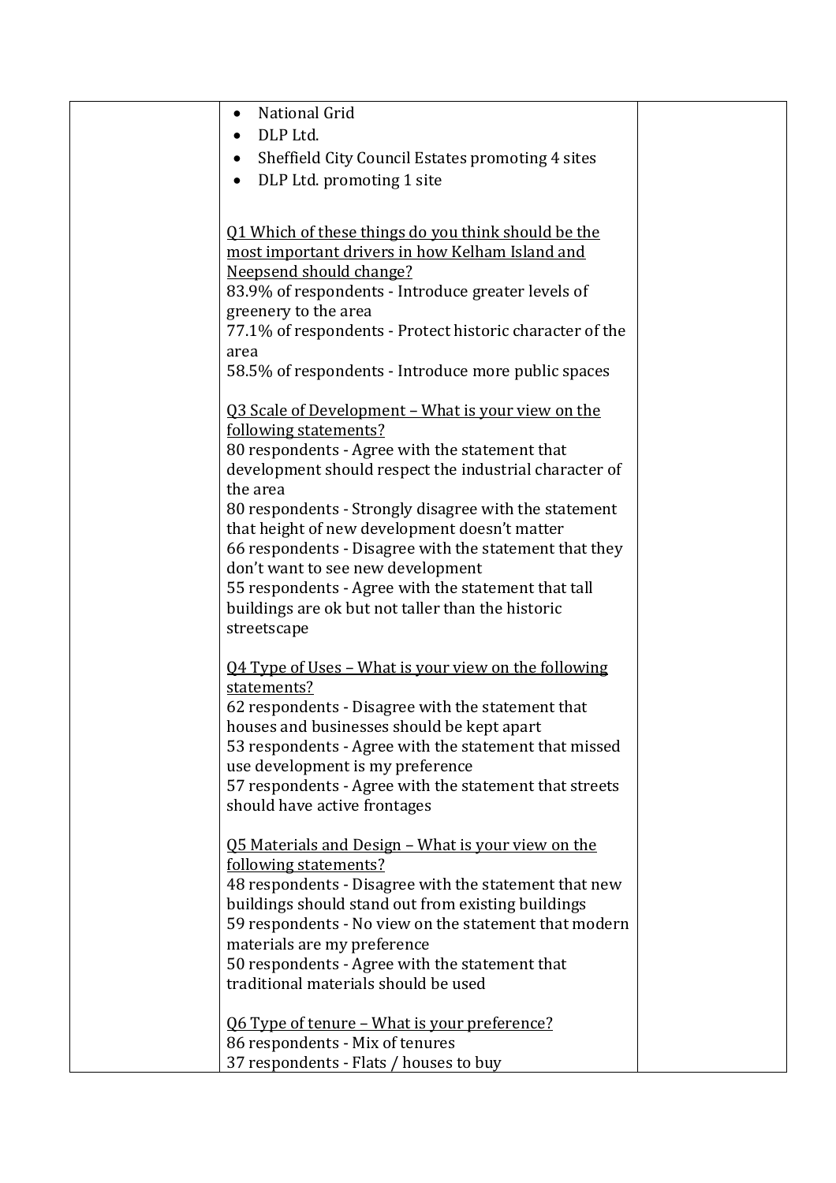| | | |
|---|---|---|
| | • National Grid<br>• DLP Ltd.<br>• Sheffield City Council Estates promoting 4 sites<br>• DLP Ltd. promoting 1 site<br><br><u>Q1 Which of these things do you think should be the most important drivers in how Kelham Island and Neepsend should change?</u><br>83.9% of respondents - Introduce greater levels of greenery to the area<br>77.1% of respondents - Protect historic character of the area<br>58.5% of respondents - Introduce more public spaces<br><br><u>Q3 Scale of Development – What is your view on the following statements?</u><br>80 respondents - Agree with the statement that development should respect the industrial character of the area<br>80 respondents - Strongly disagree with the statement that height of new development doesn't matter<br>66 respondents - Disagree with the statement that they don't want to see new development<br>55 respondents - Agree with the statement that tall buildings are ok but not taller than the historic streetscape<br><br><u>Q4 Type of Uses – What is your view on the following statements?</u><br>62 respondents - Disagree with the statement that houses and businesses should be kept apart<br>53 respondents - Agree with the statement that missed use development is my preference<br>57 respondents - Agree with the statement that streets should have active frontages<br><br><u>Q5 Materials and Design – What is your view on the following statements?</u><br>48 respondents - Disagree with the statement that new buildings should stand out from existing buildings<br>59 respondents - No view on the statement that modern materials are my preference<br>50 respondents - Agree with the statement that traditional materials should be used<br><br><u>Q6 Type of tenure – What is your preference?</u><br>86 respondents - Mix of tenures<br>37 respondents - Flats / houses to buy | |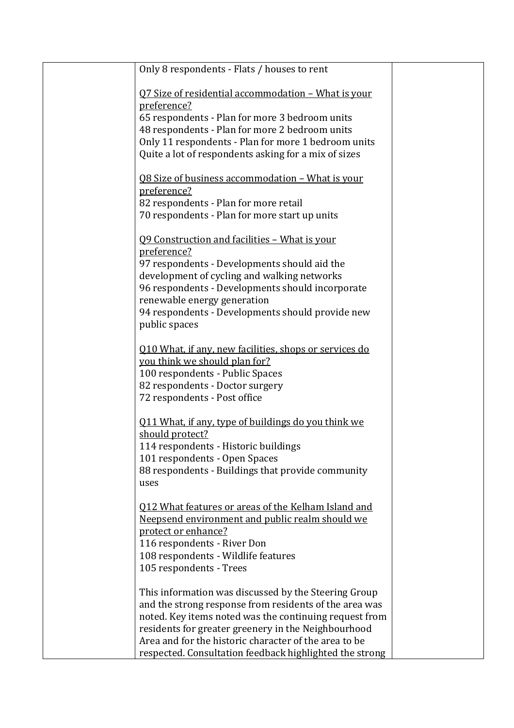| | | |
|---|---|---|
| | Only 8 respondents - Flats / houses to rent<br><br><u>Q7 Size of residential accommodation – What is your preference?</u><br>65 respondents - Plan for more 3 bedroom units<br>48 respondents - Plan for more 2 bedroom units<br>Only 11 respondents - Plan for more 1 bedroom units<br>Quite a lot of respondents asking for a mix of sizes<br><br><u>Q8 Size of business accommodation – What is your preference?</u><br>82 respondents - Plan for more retail<br>70 respondents - Plan for more start up units<br><br><u>Q9 Construction and facilities – What is your preference?</u><br>97 respondents - Developments should aid the development of cycling and walking networks<br>96 respondents - Developments should incorporate renewable energy generation<br>94 respondents - Developments should provide new public spaces<br><br><u>Q10 What, if any, new facilities, shops or services do you think we should plan for?</u><br>100 respondents - Public Spaces<br>82 respondents - Doctor surgery<br>72 respondents - Post office<br><br><u>Q11 What, if any, type of buildings do you think we should protect?</u><br>114 respondents - Historic buildings<br>101 respondents - Open Spaces<br>88 respondents - Buildings that provide community uses<br><br><u>Q12 What features or areas of the Kelham Island and Neepsend environment and public realm should we protect or enhance?</u><br>116 respondents - River Don<br>108 respondents - Wildlife features<br>105 respondents - Trees<br><br>This information was discussed by the Steering Group and the strong response from residents of the area was noted. Key items noted was the continuing request from residents for greater greenery in the Neighbourhood Area and for the historic character of the area to be respected. Consultation feedback highlighted the strong | |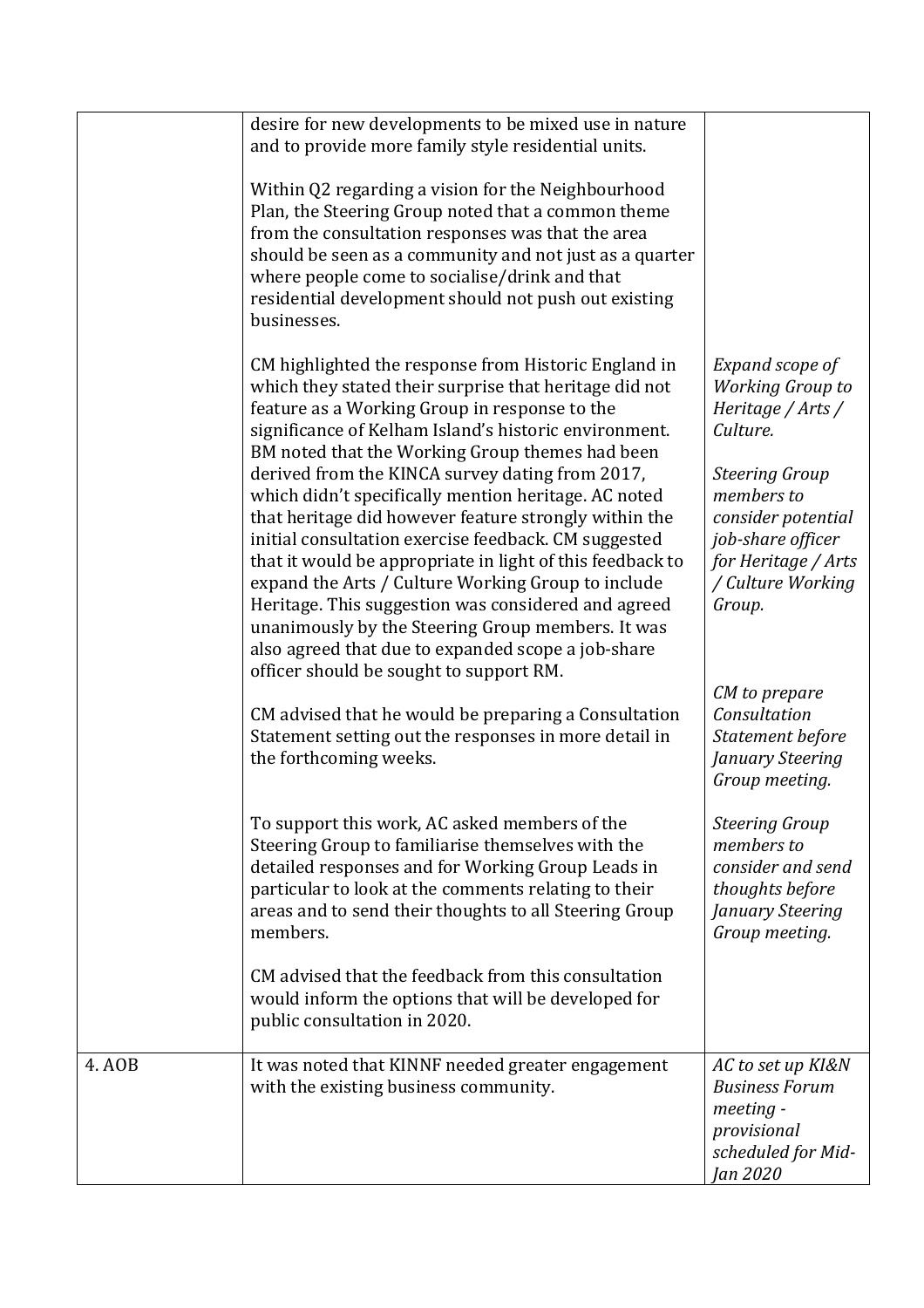| | | |
|---|---|---|
| | desire for new developments to be mixed use in nature and to provide more family style residential units.<br><br>Within Q2 regarding a vision for the Neighbourhood Plan, the Steering Group noted that a common theme from the consultation responses was that the area should be seen as a community and not just as a quarter where people come to socialise/drink and that residential development should not push out existing businesses. | |
| | CM highlighted the response from Historic England in which they stated their surprise that heritage did not feature as a Working Group in response to the significance of Kelham Island's historic environment. BM noted that the Working Group themes had been derived from the KINCA survey dating from 2017, which didn't specifically mention heritage. AC noted that heritage did however feature strongly within the initial consultation exercise feedback. CM suggested that it would be appropriate in light of this feedback to expand the Arts / Culture Working Group to include Heritage. This suggestion was considered and agreed unanimously by the Steering Group members. It was also agreed that due to expanded scope a job-share officer should be sought to support RM. | *Expand scope of Working Group to Heritage / Arts / Culture.*<br><br>*Steering Group members to consider potential job-share officer for Heritage / Arts / Culture Working Group.* |
| | CM advised that he would be preparing a Consultation Statement setting out the responses in more detail in the forthcoming weeks. | *CM to prepare Consultation Statement before January Steering Group meeting.* |
| | To support this work, AC asked members of the Steering Group to familiarise themselves with the detailed responses and for Working Group Leads in particular to look at the comments relating to their areas and to send their thoughts to all Steering Group members.<br><br>CM advised that the feedback from this consultation would inform the options that will be developed for public consultation in 2020. | *Steering Group members to consider and send thoughts before January Steering Group meeting.* |
| 4. AOB | It was noted that KINNF needed greater engagement with the existing business community. | *AC to set up KI&N Business Forum meeting - provisional scheduled for Mid-Jan 2020* |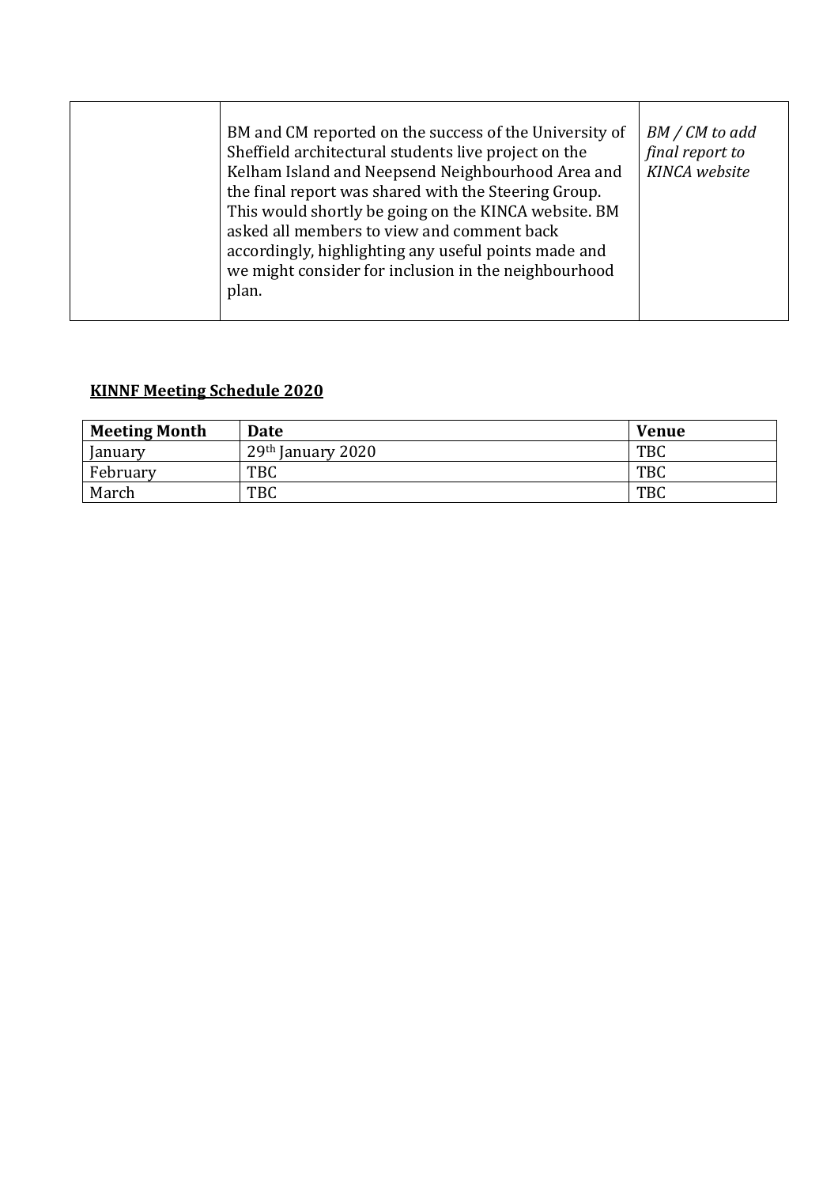| | | |
|---|---|---|
| | BM and CM reported on the success of the University of Sheffield architectural students live project on the Kelham Island and Neepsend Neighbourhood Area and the final report was shared with the Steering Group. This would shortly be going on the KINCA website. BM asked all members to view and comment back accordingly, highlighting any useful points made and we might consider for inclusion in the neighbourhood plan. | *BM / CM to add final report to KINCA website* |

**KINNF Meeting Schedule 2020**

| Meeting Month | Date | Venue |
|---|---|---|
| January | 29th January 2020 | TBC |
| February | TBC | TBC |
| March | TBC | TBC |